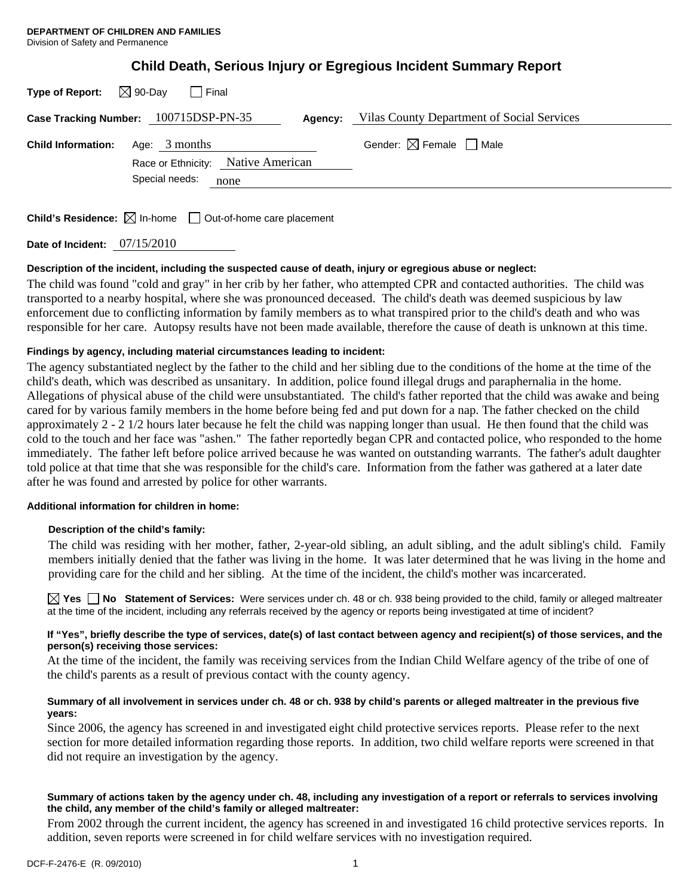**DEPARTMENT OF CHILDREN AND FAMILIES**
Division of Safety and Permanence

# Child Death, Serious Injury or Egregious Incident Summary Report

**Type of Report:** ☒ 90-Day ☐ Final

**Case Tracking Number:** 100715DSP-PN-35 **Agency:** Vilas County Department of Social Services

**Child Information:** Age: 3 months Gender: ☒ Female ☐ Male

Race or Ethnicity: Native American

Special needs: none

**Child's Residence:** ☒ In-home ☐ Out-of-home care placement

**Date of Incident:** 07/15/2010

**Description of the incident, including the suspected cause of death, injury or egregious abuse or neglect:**

The child was found "cold and gray" in her crib by her father, who attempted CPR and contacted authorities. The child was transported to a nearby hospital, where she was pronounced deceased. The child's death was deemed suspicious by law enforcement due to conflicting information by family members as to what transpired prior to the child's death and who was responsible for her care. Autopsy results have not been made available, therefore the cause of death is unknown at this time.

**Findings by agency, including material circumstances leading to incident:**

The agency substantiated neglect by the father to the child and her sibling due to the conditions of the home at the time of the child's death, which was described as unsanitary. In addition, police found illegal drugs and paraphernalia in the home. Allegations of physical abuse of the child were unsubstantiated. The child's father reported that the child was awake and being cared for by various family members in the home before being fed and put down for a nap. The father checked on the child approximately 2 - 2 1/2 hours later because he felt the child was napping longer than usual. He then found that the child was cold to the touch and her face was "ashen." The father reportedly began CPR and contacted police, who responded to the home immediately. The father left before police arrived because he was wanted on outstanding warrants. The father's adult daughter told police at that time that she was responsible for the child's care. Information from the father was gathered at a later date after he was found and arrested by police for other warrants.

**Additional information for children in home:**

**Description of the child's family:**

The child was residing with her mother, father, 2-year-old sibling, an adult sibling, and the adult sibling's child. Family members initially denied that the father was living in the home. It was later determined that he was living in the home and providing care for the child and her sibling. At the time of the incident, the child's mother was incarcerated.

☒ **Yes** ☐ **No** **Statement of Services:** Were services under ch. 48 or ch. 938 being provided to the child, family or alleged maltreater at the time of the incident, including any referrals received by the agency or reports being investigated at time of incident?

**If "Yes", briefly describe the type of services, date(s) of last contact between agency and recipient(s) of those services, and the person(s) receiving those services:**

At the time of the incident, the family was receiving services from the Indian Child Welfare agency of the tribe of one of the child's parents as a result of previous contact with the county agency.

**Summary of all involvement in services under ch. 48 or ch. 938 by child's parents or alleged maltreater in the previous five years:**

Since 2006, the agency has screened in and investigated eight child protective services reports. Please refer to the next section for more detailed information regarding those reports. In addition, two child welfare reports were screened in that did not require an investigation by the agency.

**Summary of actions taken by the agency under ch. 48, including any investigation of a report or referrals to services involving the child, any member of the child's family or alleged maltreater:**

From 2002 through the current incident, the agency has screened in and investigated 16 child protective services reports. In addition, seven reports were screened in for child welfare services with no investigation required.

DCF-F-2476-E (R. 09/2010)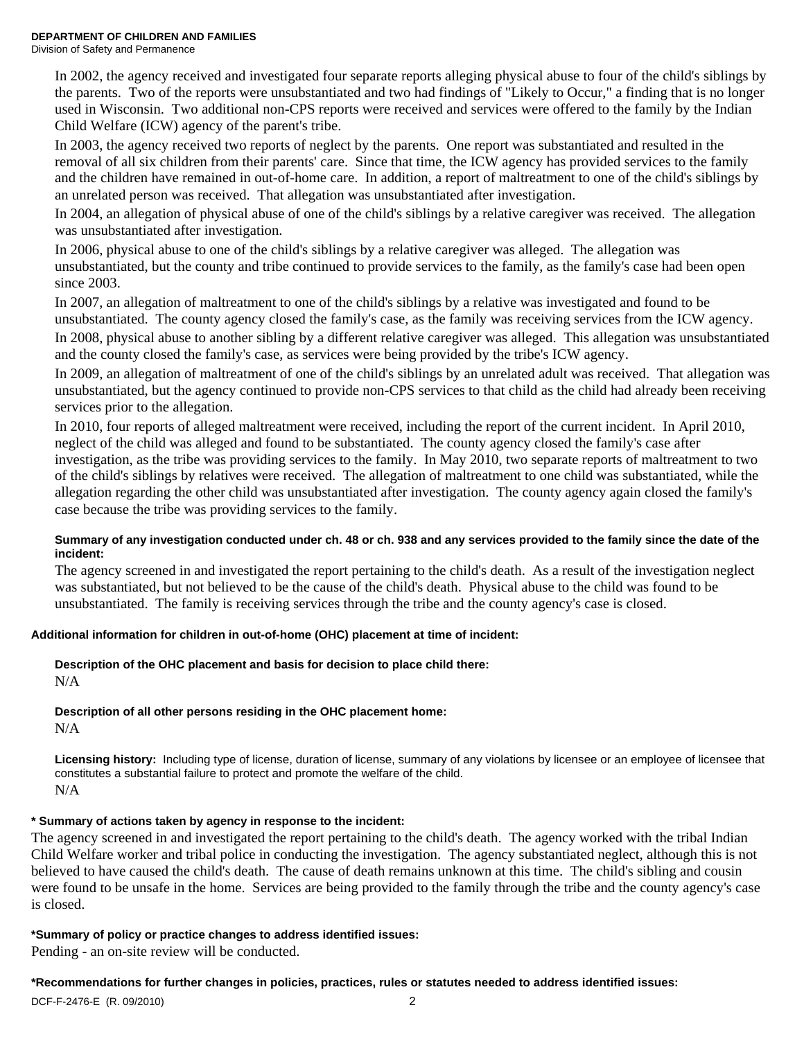In 2002, the agency received and investigated four separate reports alleging physical abuse to four of the child's siblings by the parents. Two of the reports were unsubstantiated and two had findings of "Likely to Occur," a finding that is no longer used in Wisconsin. Two additional non-CPS reports were received and services were offered to the family by the Indian Child Welfare (ICW) agency of the parent's tribe.

In 2003, the agency received two reports of neglect by the parents. One report was substantiated and resulted in the removal of all six children from their parents' care. Since that time, the ICW agency has provided services to the family and the children have remained in out-of-home care. In addition, a report of maltreatment to one of the child's siblings by an unrelated person was received. That allegation was unsubstantiated after investigation.

In 2004, an allegation of physical abuse of one of the child's siblings by a relative caregiver was received. The allegation was unsubstantiated after investigation.

In 2006, physical abuse to one of the child's siblings by a relative caregiver was alleged. The allegation was unsubstantiated, but the county and tribe continued to provide services to the family, as the family's case had been open since 2003.

In 2007, an allegation of maltreatment to one of the child's siblings by a relative was investigated and found to be unsubstantiated. The county agency closed the family's case, as the family was receiving services from the ICW agency.

In 2008, physical abuse to another sibling by a different relative caregiver was alleged. This allegation was unsubstantiated and the county closed the family's case, as services were being provided by the tribe's ICW agency.

In 2009, an allegation of maltreatment of one of the child's siblings by an unrelated adult was received. That allegation was unsubstantiated, but the agency continued to provide non-CPS services to that child as the child had already been receiving services prior to the allegation.

In 2010, four reports of alleged maltreatment were received, including the report of the current incident. In April 2010, neglect of the child was alleged and found to be substantiated. The county agency closed the family's case after investigation, as the tribe was providing services to the family. In May 2010, two separate reports of maltreatment to two of the child's siblings by relatives were received. The allegation of maltreatment to one child was substantiated, while the allegation regarding the other child was unsubstantiated after investigation. The county agency again closed the family's case because the tribe was providing services to the family.

**Summary of any investigation conducted under ch. 48 or ch. 938 and any services provided to the family since the date of the incident:**

The agency screened in and investigated the report pertaining to the child's death. As a result of the investigation neglect was substantiated, but not believed to be the cause of the child's death. Physical abuse to the child was found to be unsubstantiated. The family is receiving services through the tribe and the county agency's case is closed.

**Additional information for children in out-of-home (OHC) placement at time of incident:**

**Description of the OHC placement and basis for decision to place child there:**

N/A

**Description of all other persons residing in the OHC placement home:**

N/A

**Licensing history:** Including type of license, duration of license, summary of any violations by licensee or an employee of licensee that constitutes a substantial failure to protect and promote the welfare of the child.

N/A

**\* Summary of actions taken by agency in response to the incident:**

The agency screened in and investigated the report pertaining to the child's death. The agency worked with the tribal Indian Child Welfare worker and tribal police in conducting the investigation. The agency substantiated neglect, although this is not believed to have caused the child's death. The cause of death remains unknown at this time. The child's sibling and cousin were found to be unsafe in the home. Services are being provided to the family through the tribe and the county agency's case is closed.

**\*Summary of policy or practice changes to address identified issues:**

Pending - an on-site review will be conducted.

**\*Recommendations for further changes in policies, practices, rules or statutes needed to address identified issues:**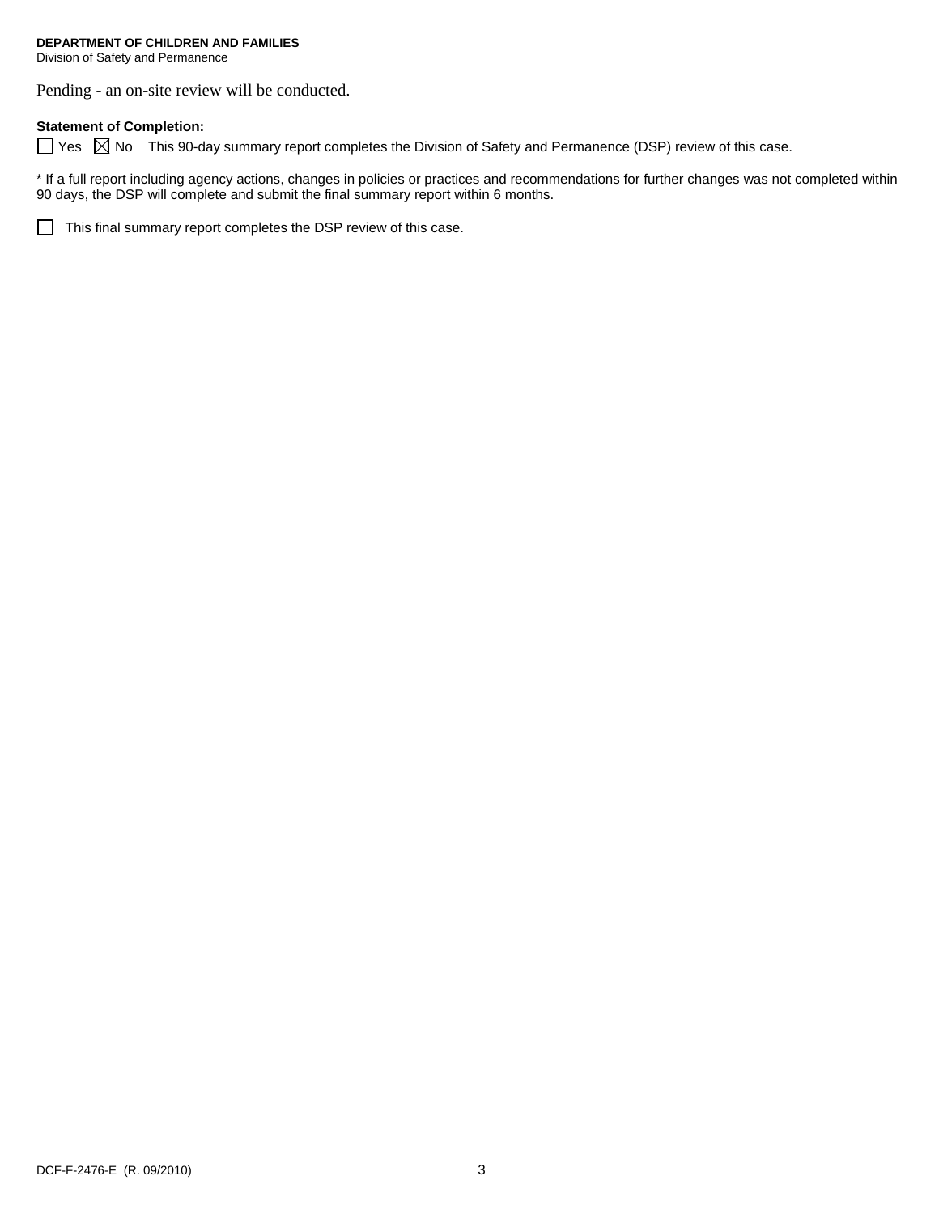Pending - an on-site review will be conducted.

**Statement of Completion:**

☐ Yes ☒ No This 90-day summary report completes the Division of Safety and Permanence (DSP) review of this case.

* If a full report including agency actions, changes in policies or practices and recommendations for further changes was not completed within 90 days, the DSP will complete and submit the final summary report within 6 months.

☐ This final summary report completes the DSP review of this case.